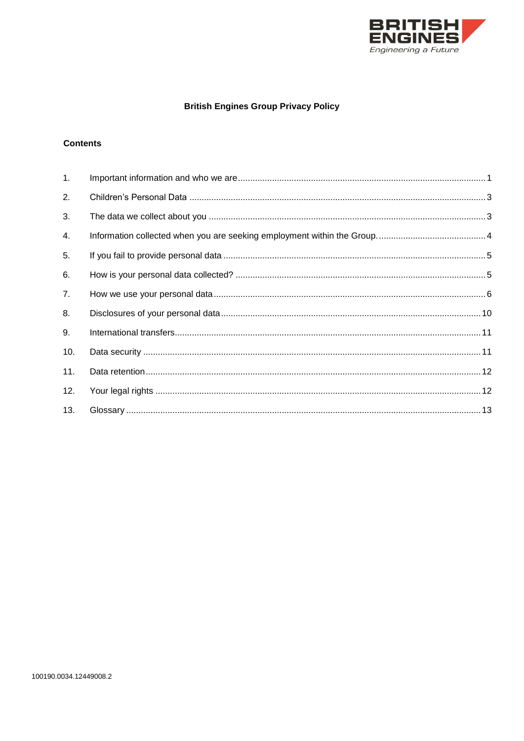# British Engines Group Privacy Policy

## Contents

| | | |
|---|---|---|
| 1. | Important information and who we are | 1 |
| 2. | Children's Personal Data | 3 |
| 3. | The data we collect about you | 3 |
| 4. | Information collected when you are seeking employment within the Group. | 4 |
| 5. | If you fail to provide personal data | 5 |
| 6. | How is your personal data collected? | 5 |
| 7. | How we use your personal data | 6 |
| 8. | Disclosures of your personal data | 10 |
| 9. | International transfers | 11 |
| 10. | Data security | 11 |
| 11. | Data retention | 12 |
| 12. | Your legal rights | 12 |
| 13. | Glossary | 13 |

100190.0034.12449008.2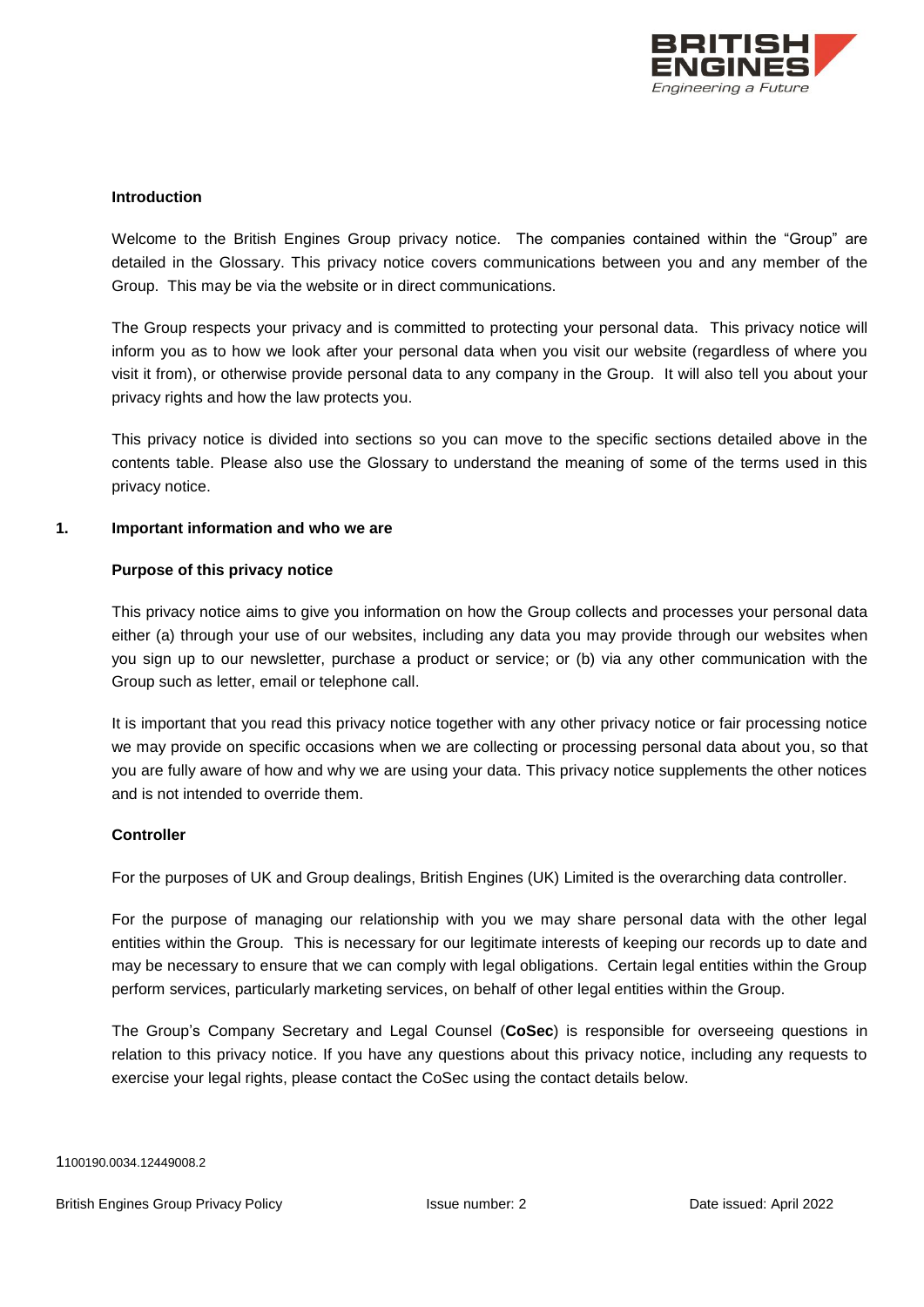**Introduction**

Welcome to the British Engines Group privacy notice. The companies contained within the "Group" are detailed in the Glossary. This privacy notice covers communications between you and any member of the Group. This may be via the website or in direct communications.

The Group respects your privacy and is committed to protecting your personal data. This privacy notice will inform you as to how we look after your personal data when you visit our website (regardless of where you visit it from), or otherwise provide personal data to any company in the Group. It will also tell you about your privacy rights and how the law protects you.

This privacy notice is divided into sections so you can move to the specific sections detailed above in the contents table. Please also use the Glossary to understand the meaning of some of the terms used in this privacy notice.

## 1. Important information and who we are

**Purpose of this privacy notice**

This privacy notice aims to give you information on how the Group collects and processes your personal data either (a) through your use of our websites, including any data you may provide through our websites when you sign up to our newsletter, purchase a product or service; or (b) via any other communication with the Group such as letter, email or telephone call.

It is important that you read this privacy notice together with any other privacy notice or fair processing notice we may provide on specific occasions when we are collecting or processing personal data about you, so that you are fully aware of how and why we are using your data. This privacy notice supplements the other notices and is not intended to override them.

**Controller**

For the purposes of UK and Group dealings, British Engines (UK) Limited is the overarching data controller.

For the purpose of managing our relationship with you we may share personal data with the other legal entities within the Group. This is necessary for our legitimate interests of keeping our records up to date and may be necessary to ensure that we can comply with legal obligations. Certain legal entities within the Group perform services, particularly marketing services, on behalf of other legal entities within the Group.

The Group's Company Secretary and Legal Counsel (**CoSec**) is responsible for overseeing questions in relation to this privacy notice. If you have any questions about this privacy notice, including any requests to exercise your legal rights, please contact the CoSec using the contact details below.

1100190.0034.12449008.2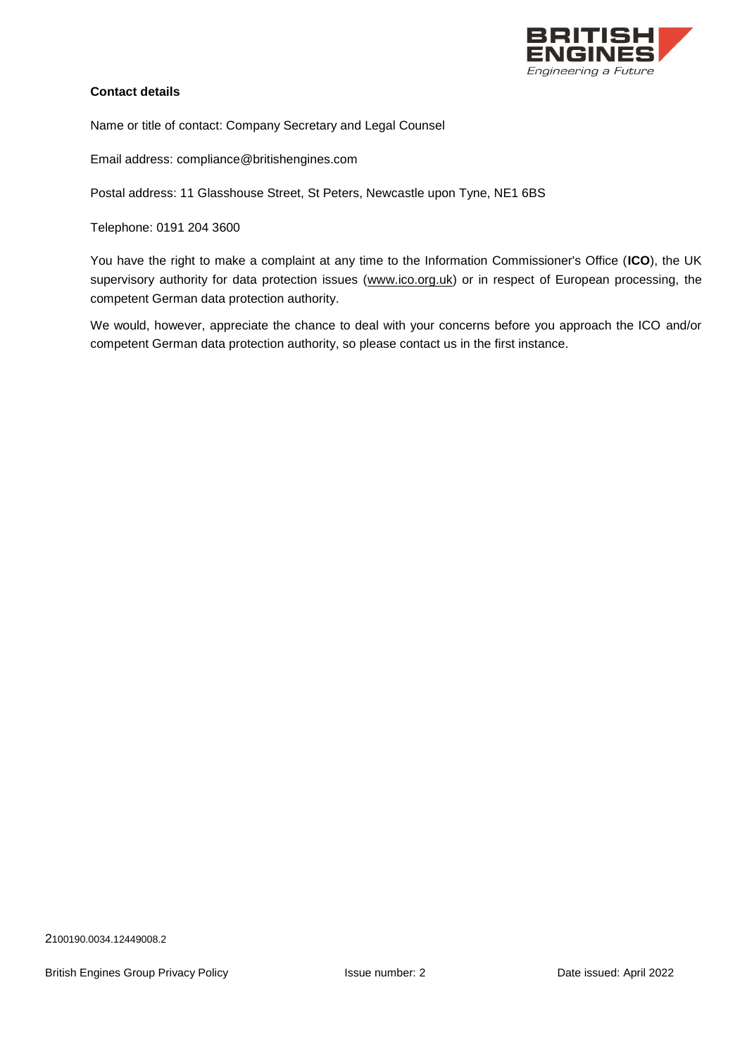**Contact details**

Name or title of contact: Company Secretary and Legal Counsel

Email address: compliance@britishengines.com

Postal address: 11 Glasshouse Street, St Peters, Newcastle upon Tyne, NE1 6BS

Telephone: 0191 204 3600

You have the right to make a complaint at any time to the Information Commissioner's Office (**ICO**), the UK supervisory authority for data protection issues (www.ico.org.uk) or in respect of European processing, the competent German data protection authority.

We would, however, appreciate the chance to deal with your concerns before you approach the ICO and/or competent German data protection authority, so please contact us in the first instance.

2100190.0034.12449008.2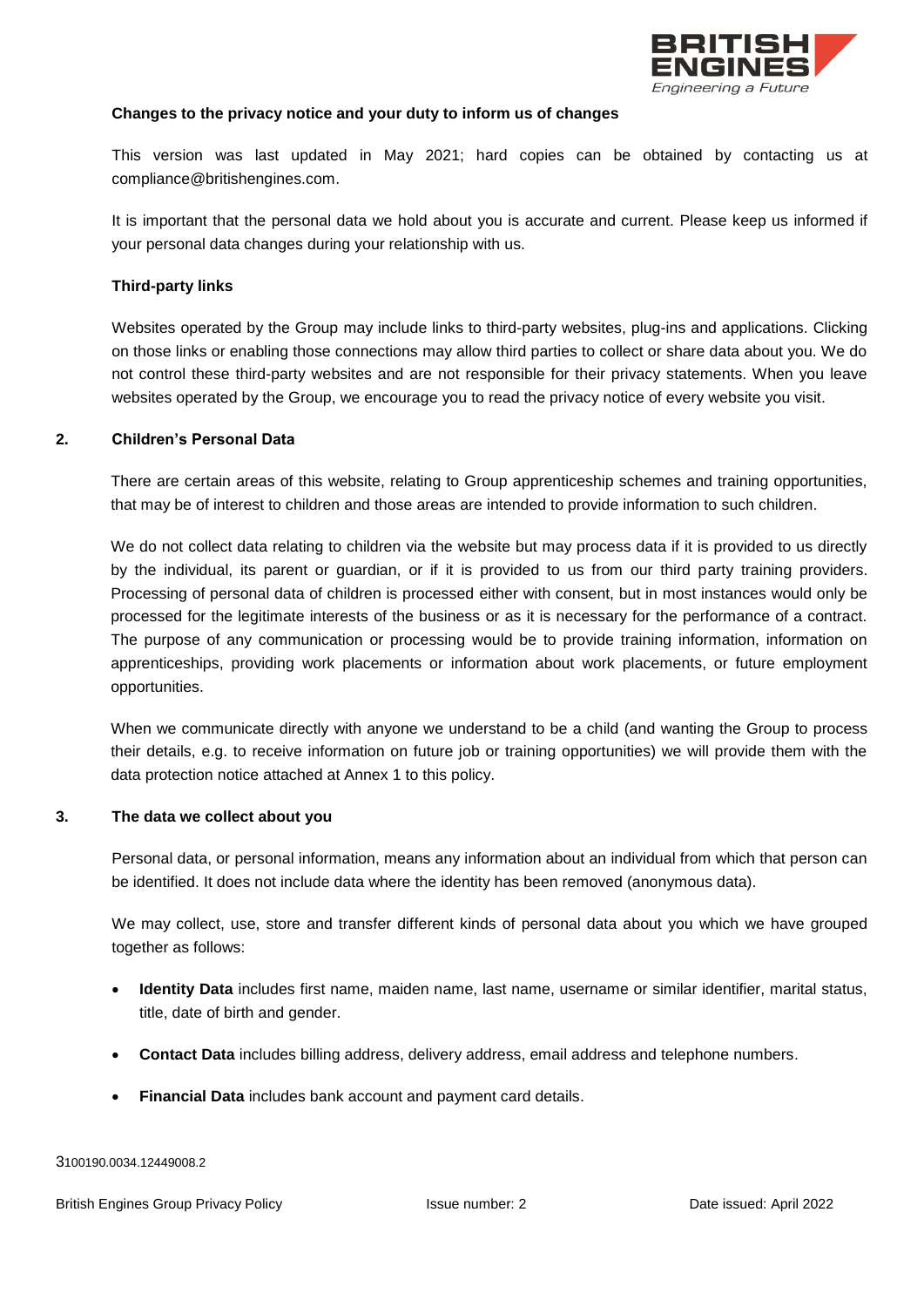**Changes to the privacy notice and your duty to inform us of changes**

This version was last updated in May 2021; hard copies can be obtained by contacting us at compliance@britishengines.com.

It is important that the personal data we hold about you is accurate and current. Please keep us informed if your personal data changes during your relationship with us.

**Third-party links**

Websites operated by the Group may include links to third-party websites, plug-ins and applications. Clicking on those links or enabling those connections may allow third parties to collect or share data about you. We do not control these third-party websites and are not responsible for their privacy statements. When you leave websites operated by the Group, we encourage you to read the privacy notice of every website you visit.

## 2. Children's Personal Data

There are certain areas of this website, relating to Group apprenticeship schemes and training opportunities, that may be of interest to children and those areas are intended to provide information to such children.

We do not collect data relating to children via the website but may process data if it is provided to us directly by the individual, its parent or guardian, or if it is provided to us from our third party training providers. Processing of personal data of children is processed either with consent, but in most instances would only be processed for the legitimate interests of the business or as it is necessary for the performance of a contract. The purpose of any communication or processing would be to provide training information, information on apprenticeships, providing work placements or information about work placements, or future employment opportunities.

When we communicate directly with anyone we understand to be a child (and wanting the Group to process their details, e.g. to receive information on future job or training opportunities) we will provide them with the data protection notice attached at Annex 1 to this policy.

## 3. The data we collect about you

Personal data, or personal information, means any information about an individual from which that person can be identified. It does not include data where the identity has been removed (anonymous data).

We may collect, use, store and transfer different kinds of personal data about you which we have grouped together as follows:

- **Identity Data** includes first name, maiden name, last name, username or similar identifier, marital status, title, date of birth and gender.
- **Contact Data** includes billing address, delivery address, email address and telephone numbers.
- **Financial Data** includes bank account and payment card details.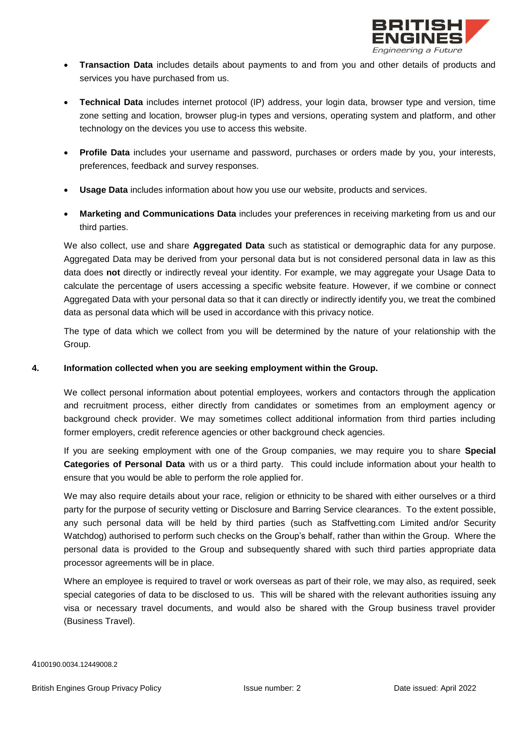- **Transaction Data** includes details about payments to and from you and other details of products and services you have purchased from us.
- **Technical Data** includes internet protocol (IP) address, your login data, browser type and version, time zone setting and location, browser plug-in types and versions, operating system and platform, and other technology on the devices you use to access this website.
- **Profile Data** includes your username and password, purchases or orders made by you, your interests, preferences, feedback and survey responses.
- **Usage Data** includes information about how you use our website, products and services.
- **Marketing and Communications Data** includes your preferences in receiving marketing from us and our third parties.

We also collect, use and share **Aggregated Data** such as statistical or demographic data for any purpose. Aggregated Data may be derived from your personal data but is not considered personal data in law as this data does **not** directly or indirectly reveal your identity. For example, we may aggregate your Usage Data to calculate the percentage of users accessing a specific website feature. However, if we combine or connect Aggregated Data with your personal data so that it can directly or indirectly identify you, we treat the combined data as personal data which will be used in accordance with this privacy notice.

The type of data which we collect from you will be determined by the nature of your relationship with the Group.

## 4. Information collected when you are seeking employment within the Group.

We collect personal information about potential employees, workers and contactors through the application and recruitment process, either directly from candidates or sometimes from an employment agency or background check provider. We may sometimes collect additional information from third parties including former employers, credit reference agencies or other background check agencies.

If you are seeking employment with one of the Group companies, we may require you to share **Special Categories of Personal Data** with us or a third party. This could include information about your health to ensure that you would be able to perform the role applied for.

We may also require details about your race, religion or ethnicity to be shared with either ourselves or a third party for the purpose of security vetting or Disclosure and Barring Service clearances. To the extent possible, any such personal data will be held by third parties (such as Staffvetting.com Limited and/or Security Watchdog) authorised to perform such checks on the Group's behalf, rather than within the Group. Where the personal data is provided to the Group and subsequently shared with such third parties appropriate data processor agreements will be in place.

Where an employee is required to travel or work overseas as part of their role, we may also, as required, seek special categories of data to be disclosed to us. This will be shared with the relevant authorities issuing any visa or necessary travel documents, and would also be shared with the Group business travel provider (Business Travel).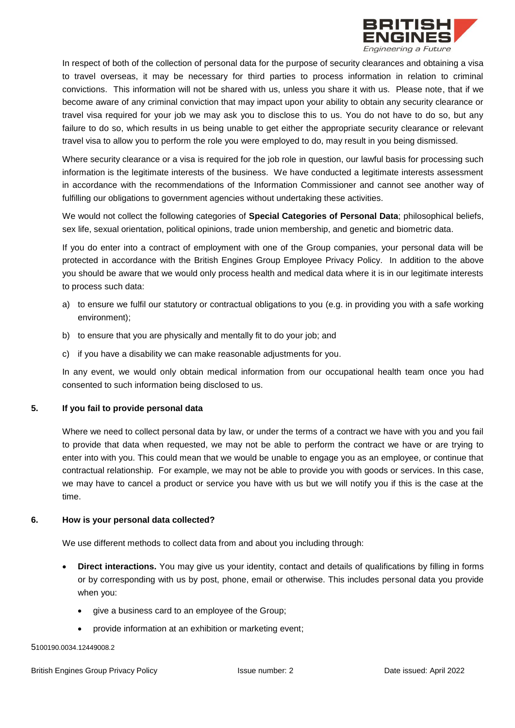In respect of both of the collection of personal data for the purpose of security clearances and obtaining a visa to travel overseas, it may be necessary for third parties to process information in relation to criminal convictions. This information will not be shared with us, unless you share it with us. Please note, that if we become aware of any criminal conviction that may impact upon your ability to obtain any security clearance or travel visa required for your job we may ask you to disclose this to us. You do not have to do so, but any failure to do so, which results in us being unable to get either the appropriate security clearance or relevant travel visa to allow you to perform the role you were employed to do, may result in you being dismissed.

Where security clearance or a visa is required for the job role in question, our lawful basis for processing such information is the legitimate interests of the business. We have conducted a legitimate interests assessment in accordance with the recommendations of the Information Commissioner and cannot see another way of fulfilling our obligations to government agencies without undertaking these activities.

We would not collect the following categories of **Special Categories of Personal Data**; philosophical beliefs, sex life, sexual orientation, political opinions, trade union membership, and genetic and biometric data.

If you do enter into a contract of employment with one of the Group companies, your personal data will be protected in accordance with the British Engines Group Employee Privacy Policy. In addition to the above you should be aware that we would only process health and medical data where it is in our legitimate interests to process such data:

a) to ensure we fulfil our statutory or contractual obligations to you (e.g. in providing you with a safe working environment);
b) to ensure that you are physically and mentally fit to do your job; and
c) if you have a disability we can make reasonable adjustments for you.

In any event, we would only obtain medical information from our occupational health team once you had consented to such information being disclosed to us.

## 5. If you fail to provide personal data

Where we need to collect personal data by law, or under the terms of a contract we have with you and you fail to provide that data when requested, we may not be able to perform the contract we have or are trying to enter into with you. This could mean that we would be unable to engage you as an employee, or continue that contractual relationship. For example, we may not be able to provide you with goods or services. In this case, we may have to cancel a product or service you have with us but we will notify you if this is the case at the time.

## 6. How is your personal data collected?

We use different methods to collect data from and about you including through:

- **Direct interactions.** You may give us your identity, contact and details of qualifications by filling in forms or by corresponding with us by post, phone, email or otherwise. This includes personal data you provide when you:
  - give a business card to an employee of the Group;
  - provide information at an exhibition or marketing event;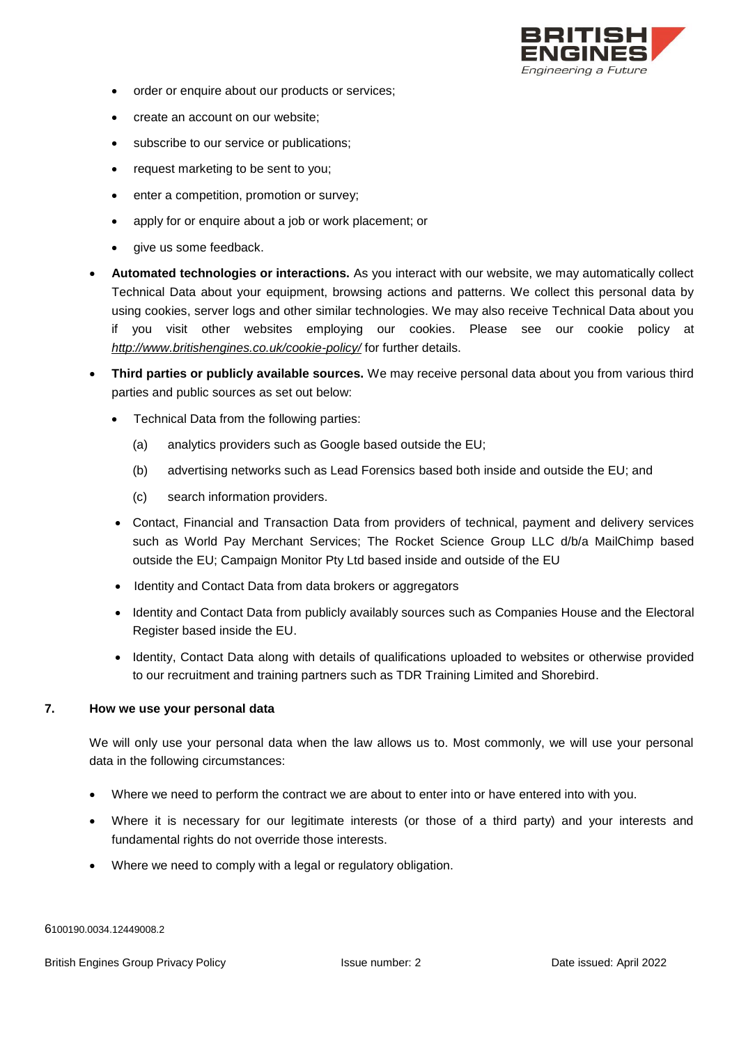- order or enquire about our products or services;
  - create an account on our website;
  - subscribe to our service or publications;
  - request marketing to be sent to you;
  - enter a competition, promotion or survey;
  - apply for or enquire about a job or work placement; or
  - give us some feedback.

- **Automated technologies or interactions.** As you interact with our website, we may automatically collect Technical Data about your equipment, browsing actions and patterns. We collect this personal data by using cookies, server logs and other similar technologies. We may also receive Technical Data about you if you visit other websites employing our cookies. Please see our cookie policy at *http://www.britishengines.co.uk/cookie-policy/* for further details.

- **Third parties or publicly available sources.** We may receive personal data about you from various third parties and public sources as set out below:
  - Technical Data from the following parties:
    - (a) analytics providers such as Google based outside the EU;
    - (b) advertising networks such as Lead Forensics based both inside and outside the EU; and
    - (c) search information providers.
  - Contact, Financial and Transaction Data from providers of technical, payment and delivery services such as World Pay Merchant Services; The Rocket Science Group LLC d/b/a MailChimp based outside the EU; Campaign Monitor Pty Ltd based inside and outside of the EU
  - Identity and Contact Data from data brokers or aggregators
  - Identity and Contact Data from publicly availably sources such as Companies House and the Electoral Register based inside the EU.
  - Identity, Contact Data along with details of qualifications uploaded to websites or otherwise provided to our recruitment and training partners such as TDR Training Limited and Shorebird.

## 7. How we use your personal data

We will only use your personal data when the law allows us to. Most commonly, we will use your personal data in the following circumstances:

- Where we need to perform the contract we are about to enter into or have entered into with you.
- Where it is necessary for our legitimate interests (or those of a third party) and your interests and fundamental rights do not override those interests.
- Where we need to comply with a legal or regulatory obligation.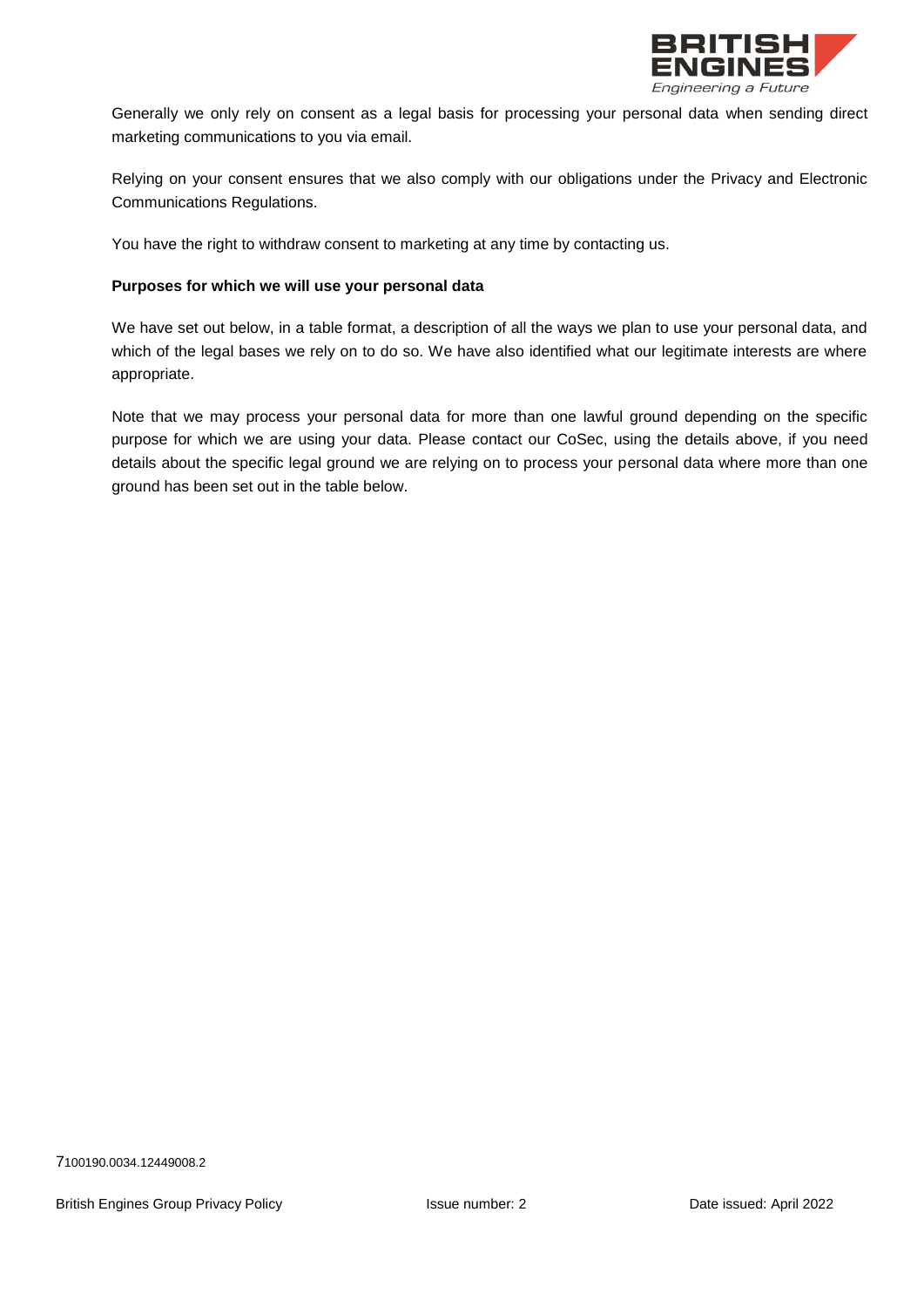Generally we only rely on consent as a legal basis for processing your personal data when sending direct marketing communications to you via email.

Relying on your consent ensures that we also comply with our obligations under the Privacy and Electronic Communications Regulations.

You have the right to withdraw consent to marketing at any time by contacting us.

**Purposes for which we will use your personal data**

We have set out below, in a table format, a description of all the ways we plan to use your personal data, and which of the legal bases we rely on to do so. We have also identified what our legitimate interests are where appropriate.

Note that we may process your personal data for more than one lawful ground depending on the specific purpose for which we are using your data. Please contact our CoSec, using the details above, if you need details about the specific legal ground we are relying on to process your personal data where more than one ground has been set out in the table below.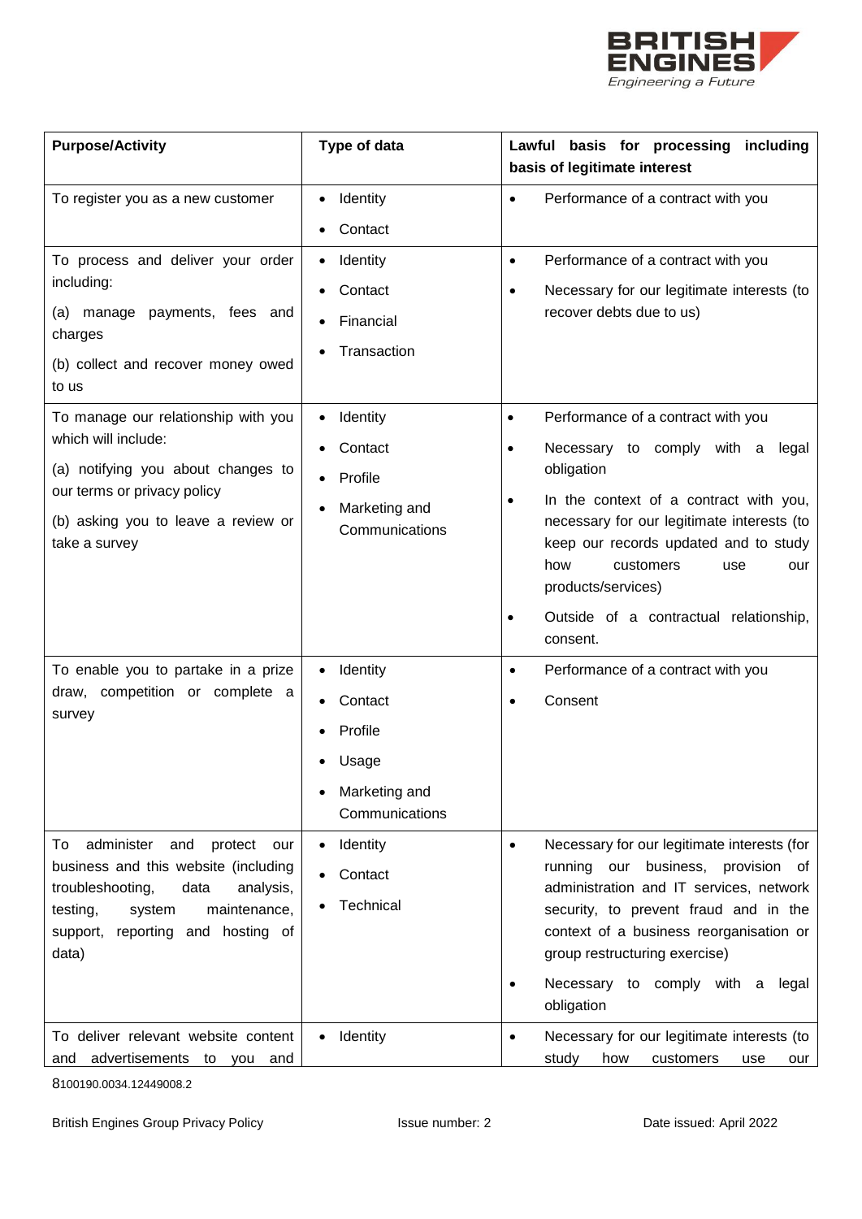| Purpose/Activity | Type of data | Lawful basis for processing including basis of legitimate interest |
|---|---|---|
| To register you as a new customer | • Identity<br>• Contact | • Performance of a contract with you |
| To process and deliver your order including:<br>(a) manage payments, fees and charges<br>(b) collect and recover money owed to us | • Identity<br>• Contact<br>• Financial<br>• Transaction | • Performance of a contract with you<br>• Necessary for our legitimate interests (to recover debts due to us) |
| To manage our relationship with you which will include:<br>(a) notifying you about changes to our terms or privacy policy<br>(b) asking you to leave a review or take a survey | • Identity<br>• Contact<br>• Profile<br>• Marketing and Communications | • Performance of a contract with you<br>• Necessary to comply with a legal obligation<br>• In the context of a contract with you, necessary for our legitimate interests (to keep our records updated and to study how customers use our products/services)<br>• Outside of a contractual relationship, consent. |
| To enable you to partake in a prize draw, competition or complete a survey | • Identity<br>• Contact<br>• Profile<br>• Usage<br>• Marketing and Communications | • Performance of a contract with you<br>• Consent |
| To administer and protect our business and this website (including troubleshooting, data analysis, testing, system maintenance, support, reporting and hosting of data) | • Identity<br>• Contact<br>• Technical | • Necessary for our legitimate interests (for running our business, provision of administration and IT services, network security, to prevent fraud and in the context of a business reorganisation or group restructuring exercise)<br>• Necessary to comply with a legal obligation |
| To deliver relevant website content and advertisements to you and | • Identity | • Necessary for our legitimate interests (to study how customers use our |

8100190.0034.12449008.2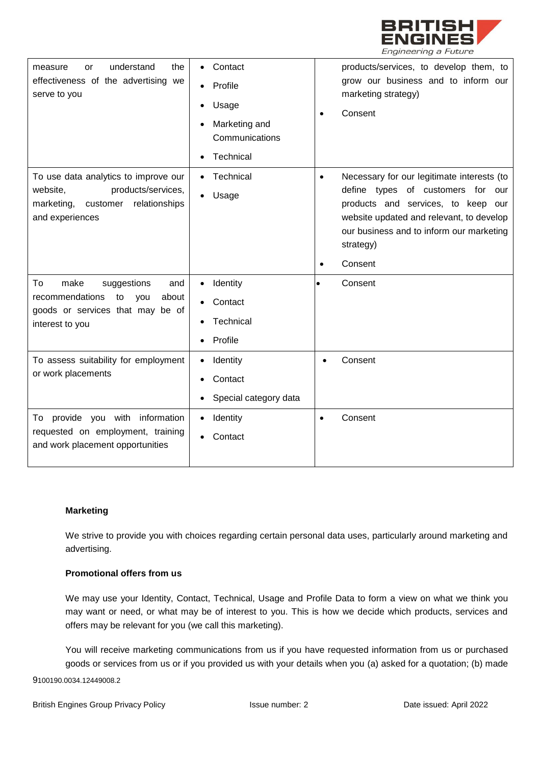| | | |
|---|---|---|
| measure or understand the effectiveness of the advertising we serve to you | • Contact<br>• Profile<br>• Usage<br>• Marketing and Communications<br>• Technical | products/services, to develop them, to grow our business and to inform our marketing strategy)<br>• Consent |
| To use data analytics to improve our website, products/services, marketing, customer relationships and experiences | • Technical<br>• Usage | • Necessary for our legitimate interests (to define types of customers for our products and services, to keep our website updated and relevant, to develop our business and to inform our marketing strategy)<br>• Consent |
| To make suggestions and recommendations to you about goods or services that may be of interest to you | • Identity<br>• Contact<br>• Technical<br>• Profile | • Consent |
| To assess suitability for employment or work placements | • Identity<br>• Contact<br>• Special category data | • Consent |
| To provide you with information requested on employment, training and work placement opportunities | • Identity<br>• Contact | • Consent |

**Marketing**

We strive to provide you with choices regarding certain personal data uses, particularly around marketing and advertising.

**Promotional offers from us**

We may use your Identity, Contact, Technical, Usage and Profile Data to form a view on what we think you may want or need, or what may be of interest to you. This is how we decide which products, services and offers may be relevant for you (we call this marketing).

You will receive marketing communications from us if you have requested information from us or purchased goods or services from us or if you provided us with your details when you (a) asked for a quotation; (b) made

9100190.0034.12449008.2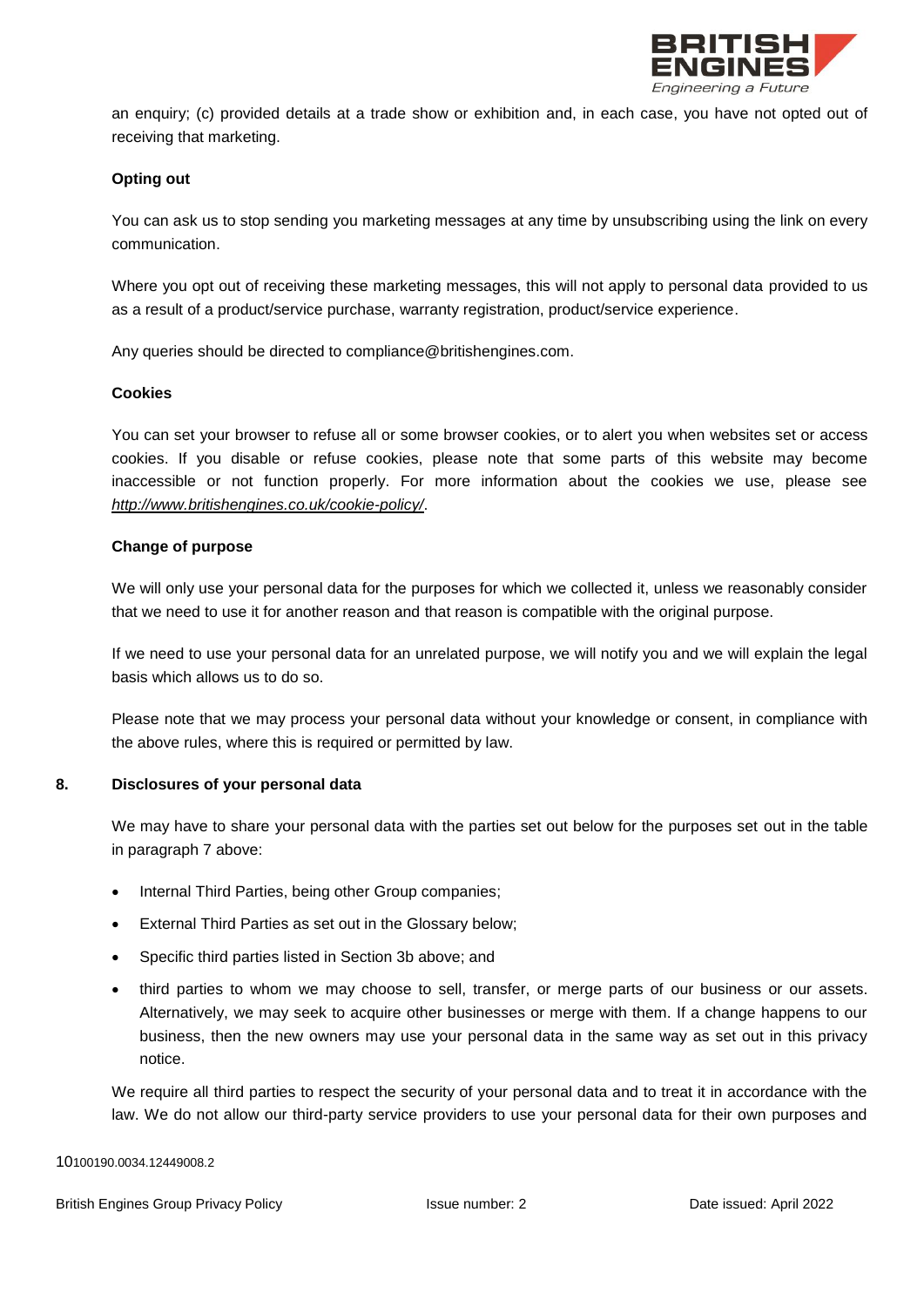an enquiry; (c) provided details at a trade show or exhibition and, in each case, you have not opted out of receiving that marketing.

**Opting out**

You can ask us to stop sending you marketing messages at any time by unsubscribing using the link on every communication.

Where you opt out of receiving these marketing messages, this will not apply to personal data provided to us as a result of a product/service purchase, warranty registration, product/service experience.

Any queries should be directed to compliance@britishengines.com.

**Cookies**

You can set your browser to refuse all or some browser cookies, or to alert you when websites set or access cookies. If you disable or refuse cookies, please note that some parts of this website may become inaccessible or not function properly. For more information about the cookies we use, please see *http://www.britishengines.co.uk/cookie-policy/*.

**Change of purpose**

We will only use your personal data for the purposes for which we collected it, unless we reasonably consider that we need to use it for another reason and that reason is compatible with the original purpose.

If we need to use your personal data for an unrelated purpose, we will notify you and we will explain the legal basis which allows us to do so.

Please note that we may process your personal data without your knowledge or consent, in compliance with the above rules, where this is required or permitted by law.

## 8. Disclosures of your personal data

We may have to share your personal data with the parties set out below for the purposes set out in the table in paragraph 7 above:

- Internal Third Parties, being other Group companies;
- External Third Parties as set out in the Glossary below;
- Specific third parties listed in Section 3b above; and
- third parties to whom we may choose to sell, transfer, or merge parts of our business or our assets. Alternatively, we may seek to acquire other businesses or merge with them. If a change happens to our business, then the new owners may use your personal data in the same way as set out in this privacy notice.

We require all third parties to respect the security of your personal data and to treat it in accordance with the law. We do not allow our third-party service providers to use your personal data for their own purposes and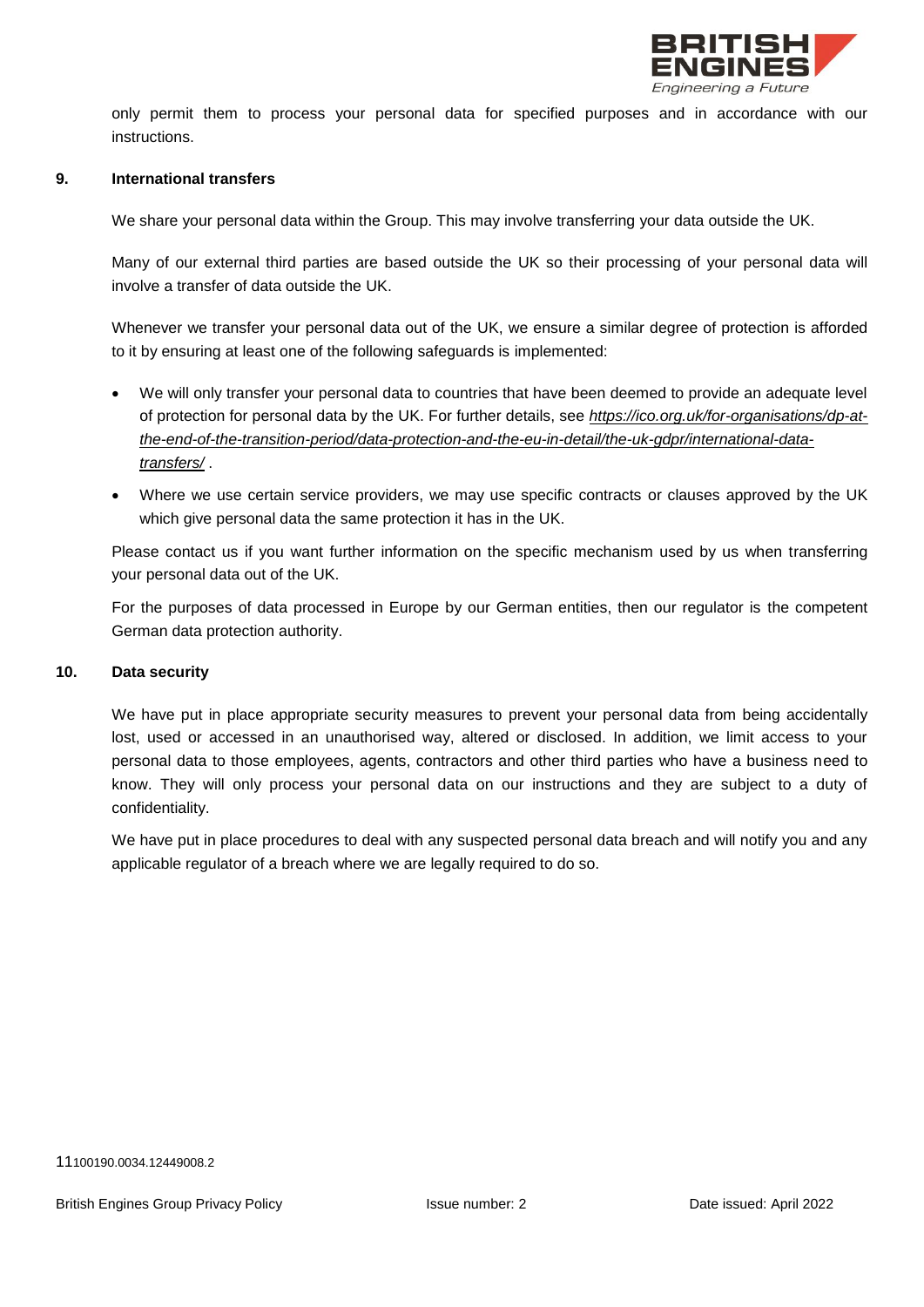only permit them to process your personal data for specified purposes and in accordance with our instructions.

**9. International transfers**

We share your personal data within the Group. This may involve transferring your data outside the UK.

Many of our external third parties are based outside the UK so their processing of your personal data will involve a transfer of data outside the UK.

Whenever we transfer your personal data out of the UK, we ensure a similar degree of protection is afforded to it by ensuring at least one of the following safeguards is implemented:

- We will only transfer your personal data to countries that have been deemed to provide an adequate level of protection for personal data by the UK. For further details, see *https://ico.org.uk/for-organisations/dp-at-the-end-of-the-transition-period/data-protection-and-the-eu-in-detail/the-uk-gdpr/international-data-transfers/* .
- Where we use certain service providers, we may use specific contracts or clauses approved by the UK which give personal data the same protection it has in the UK.

Please contact us if you want further information on the specific mechanism used by us when transferring your personal data out of the UK.

For the purposes of data processed in Europe by our German entities, then our regulator is the competent German data protection authority.

**10. Data security**

We have put in place appropriate security measures to prevent your personal data from being accidentally lost, used or accessed in an unauthorised way, altered or disclosed. In addition, we limit access to your personal data to those employees, agents, contractors and other third parties who have a business need to know. They will only process your personal data on our instructions and they are subject to a duty of confidentiality.

We have put in place procedures to deal with any suspected personal data breach and will notify you and any applicable regulator of a breach where we are legally required to do so.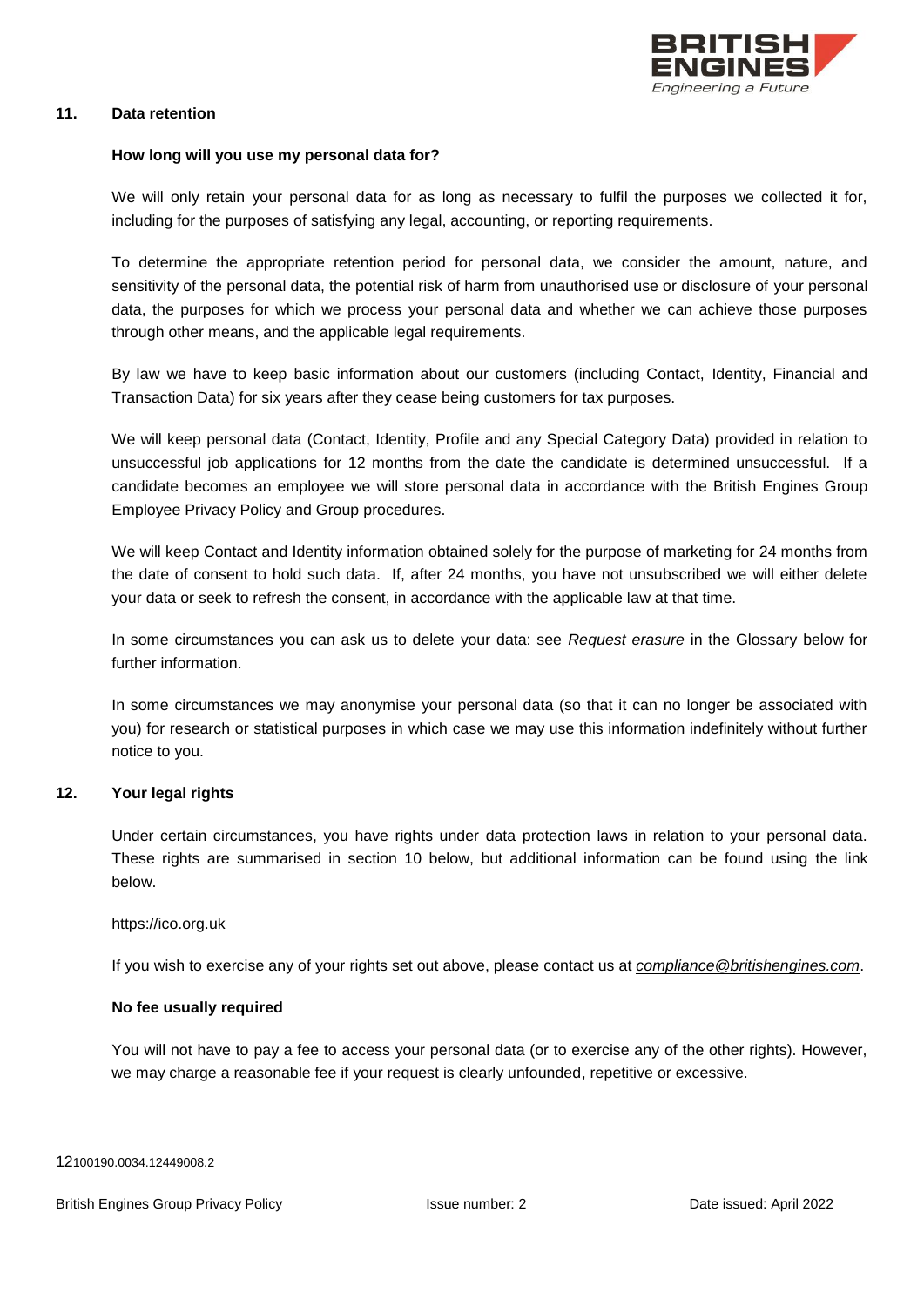## 11. Data retention

**How long will you use my personal data for?**

We will only retain your personal data for as long as necessary to fulfil the purposes we collected it for, including for the purposes of satisfying any legal, accounting, or reporting requirements.

To determine the appropriate retention period for personal data, we consider the amount, nature, and sensitivity of the personal data, the potential risk of harm from unauthorised use or disclosure of your personal data, the purposes for which we process your personal data and whether we can achieve those purposes through other means, and the applicable legal requirements.

By law we have to keep basic information about our customers (including Contact, Identity, Financial and Transaction Data) for six years after they cease being customers for tax purposes.

We will keep personal data (Contact, Identity, Profile and any Special Category Data) provided in relation to unsuccessful job applications for 12 months from the date the candidate is determined unsuccessful. If a candidate becomes an employee we will store personal data in accordance with the British Engines Group Employee Privacy Policy and Group procedures.

We will keep Contact and Identity information obtained solely for the purpose of marketing for 24 months from the date of consent to hold such data. If, after 24 months, you have not unsubscribed we will either delete your data or seek to refresh the consent, in accordance with the applicable law at that time.

In some circumstances you can ask us to delete your data: see *Request erasure* in the Glossary below for further information.

In some circumstances we may anonymise your personal data (so that it can no longer be associated with you) for research or statistical purposes in which case we may use this information indefinitely without further notice to you.

## 12. Your legal rights

Under certain circumstances, you have rights under data protection laws in relation to your personal data. These rights are summarised in section 10 below, but additional information can be found using the link below.

https://ico.org.uk

If you wish to exercise any of your rights set out above, please contact us at *compliance@britishengines.com*.

**No fee usually required**

You will not have to pay a fee to access your personal data (or to exercise any of the other rights). However, we may charge a reasonable fee if your request is clearly unfounded, repetitive or excessive.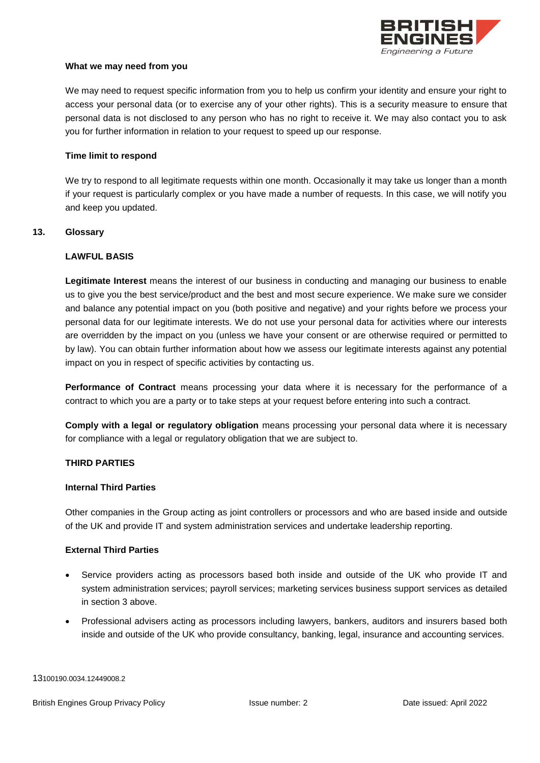**What we may need from you**

We may need to request specific information from you to help us confirm your identity and ensure your right to access your personal data (or to exercise any of your other rights). This is a security measure to ensure that personal data is not disclosed to any person who has no right to receive it. We may also contact you to ask you for further information in relation to your request to speed up our response.

**Time limit to respond**

We try to respond to all legitimate requests within one month. Occasionally it may take us longer than a month if your request is particularly complex or you have made a number of requests. In this case, we will notify you and keep you updated.

## 13. Glossary

**LAWFUL BASIS**

**Legitimate Interest** means the interest of our business in conducting and managing our business to enable us to give you the best service/product and the best and most secure experience. We make sure we consider and balance any potential impact on you (both positive and negative) and your rights before we process your personal data for our legitimate interests. We do not use your personal data for activities where our interests are overridden by the impact on you (unless we have your consent or are otherwise required or permitted to by law). You can obtain further information about how we assess our legitimate interests against any potential impact on you in respect of specific activities by contacting us.

**Performance of Contract** means processing your data where it is necessary for the performance of a contract to which you are a party or to take steps at your request before entering into such a contract.

**Comply with a legal or regulatory obligation** means processing your personal data where it is necessary for compliance with a legal or regulatory obligation that we are subject to.

**THIRD PARTIES**

**Internal Third Parties**

Other companies in the Group acting as joint controllers or processors and who are based inside and outside of the UK and provide IT and system administration services and undertake leadership reporting.

**External Third Parties**

- Service providers acting as processors based both inside and outside of the UK who provide IT and system administration services; payroll services; marketing services business support services as detailed in section 3 above.
- Professional advisers acting as processors including lawyers, bankers, auditors and insurers based both inside and outside of the UK who provide consultancy, banking, legal, insurance and accounting services.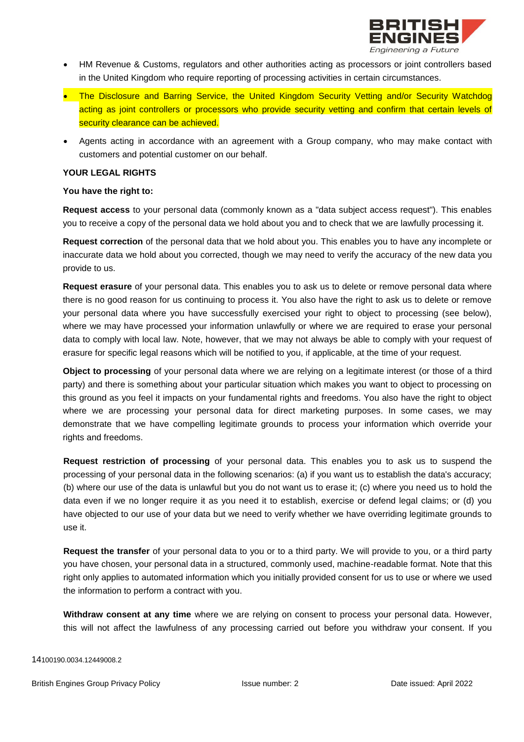- HM Revenue & Customs, regulators and other authorities acting as processors or joint controllers based in the United Kingdom who require reporting of processing activities in certain circumstances.
- The Disclosure and Barring Service, the United Kingdom Security Vetting and/or Security Watchdog acting as joint controllers or processors who provide security vetting and confirm that certain levels of security clearance can be achieved.
- Agents acting in accordance with an agreement with a Group company, who may make contact with customers and potential customer on our behalf.

**YOUR LEGAL RIGHTS**

**You have the right to:**

**Request access** to your personal data (commonly known as a "data subject access request"). This enables you to receive a copy of the personal data we hold about you and to check that we are lawfully processing it.

**Request correction** of the personal data that we hold about you. This enables you to have any incomplete or inaccurate data we hold about you corrected, though we may need to verify the accuracy of the new data you provide to us.

**Request erasure** of your personal data. This enables you to ask us to delete or remove personal data where there is no good reason for us continuing to process it. You also have the right to ask us to delete or remove your personal data where you have successfully exercised your right to object to processing (see below), where we may have processed your information unlawfully or where we are required to erase your personal data to comply with local law. Note, however, that we may not always be able to comply with your request of erasure for specific legal reasons which will be notified to you, if applicable, at the time of your request.

**Object to processing** of your personal data where we are relying on a legitimate interest (or those of a third party) and there is something about your particular situation which makes you want to object to processing on this ground as you feel it impacts on your fundamental rights and freedoms. You also have the right to object where we are processing your personal data for direct marketing purposes. In some cases, we may demonstrate that we have compelling legitimate grounds to process your information which override your rights and freedoms.

**Request restriction of processing** of your personal data. This enables you to ask us to suspend the processing of your personal data in the following scenarios: (a) if you want us to establish the data's accuracy; (b) where our use of the data is unlawful but you do not want us to erase it; (c) where you need us to hold the data even if we no longer require it as you need it to establish, exercise or defend legal claims; or (d) you have objected to our use of your data but we need to verify whether we have overriding legitimate grounds to use it.

**Request the transfer** of your personal data to you or to a third party. We will provide to you, or a third party you have chosen, your personal data in a structured, commonly used, machine-readable format. Note that this right only applies to automated information which you initially provided consent for us to use or where we used the information to perform a contract with you.

**Withdraw consent at any time** where we are relying on consent to process your personal data. However, this will not affect the lawfulness of any processing carried out before you withdraw your consent. If you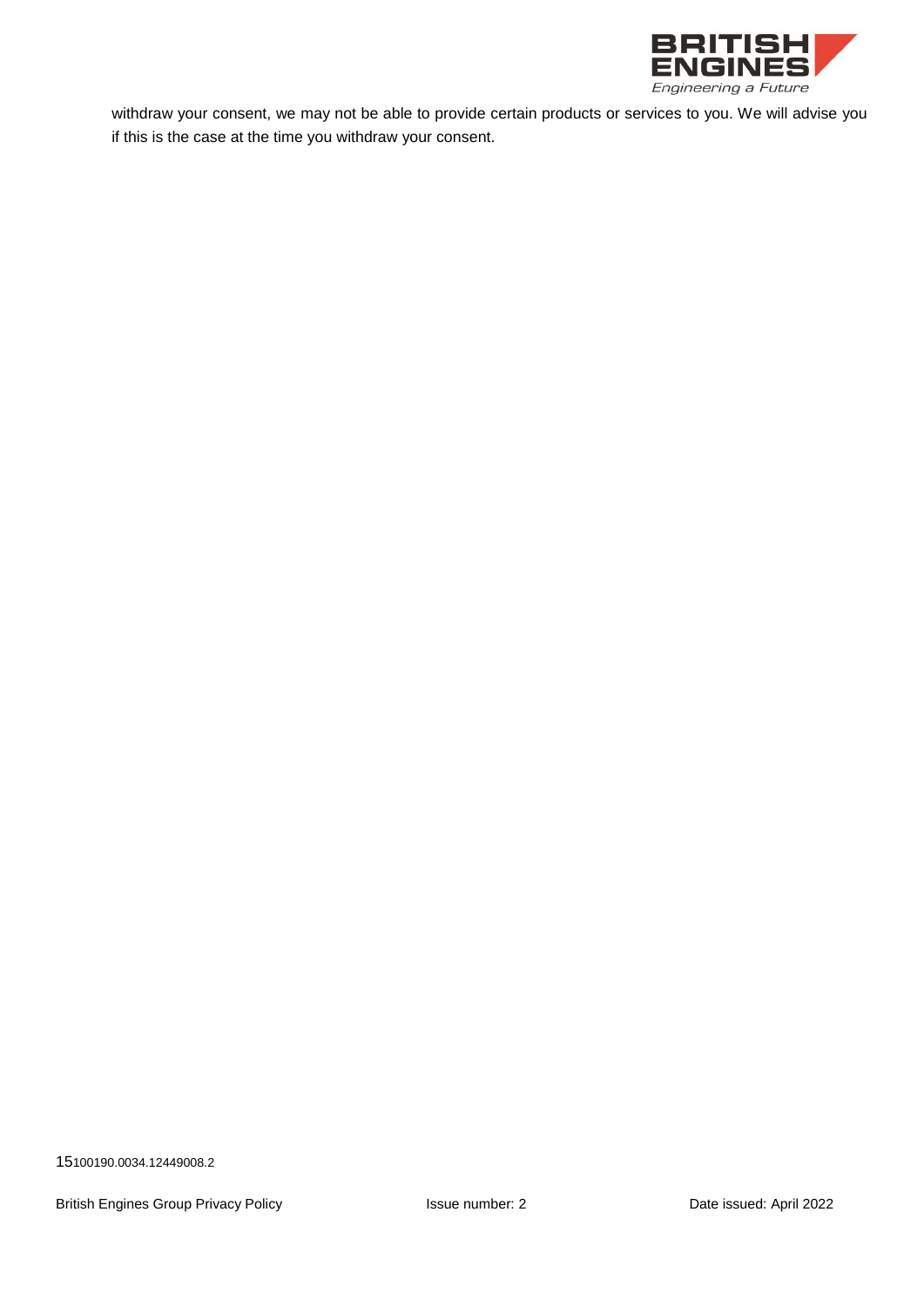withdraw your consent, we may not be able to provide certain products or services to you. We will advise you if this is the case at the time you withdraw your consent.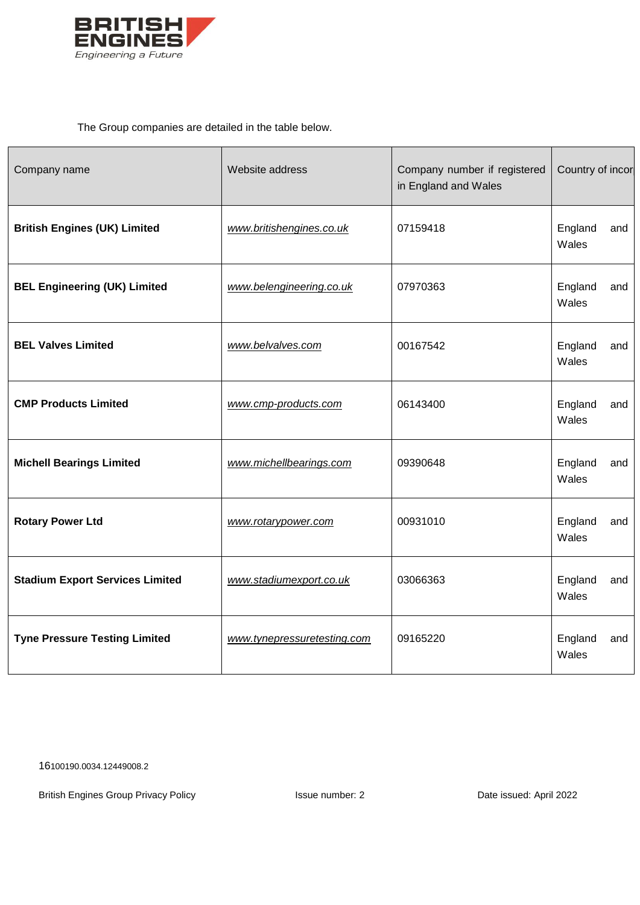The Group companies are detailed in the table below.

| Company name | Website address | Company number if registered in England and Wales | Country of incor |
| --- | --- | --- | --- |
| **British Engines (UK) Limited** | *www.britishengines.co.uk* | 07159418 | England and Wales |
| **BEL Engineering (UK) Limited** | *www.belengineering.co.uk* | 07970363 | England and Wales |
| **BEL Valves Limited** | *www.belvalves.com* | 00167542 | England and Wales |
| **CMP Products Limited** | *www.cmp-products.com* | 06143400 | England and Wales |
| **Michell Bearings Limited** | *www.michellbearings.com* | 09390648 | England and Wales |
| **Rotary Power Ltd** | *www.rotarypower.com* | 00931010 | England and Wales |
| **Stadium Export Services Limited** | *www.stadiumexport.co.uk* | 03066363 | England and Wales |
| **Tyne Pressure Testing Limited** | *www.tynepressuretesting.com* | 09165220 | England and Wales |

16100190.0034.12449008.2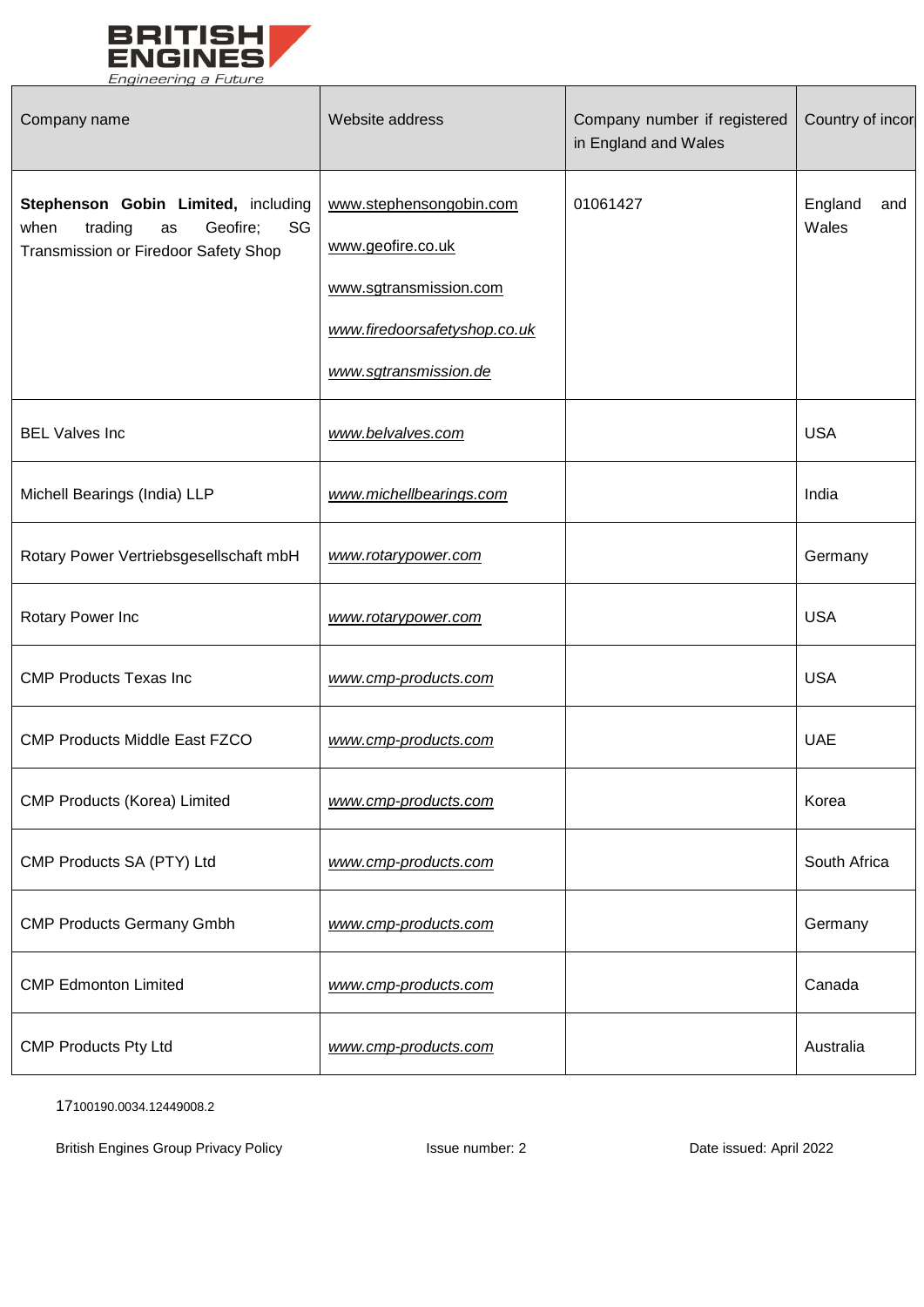| Company name | Website address | Company number if registered in England and Wales | Country of incor |
|---|---|---|---|
| **Stephenson Gobin Limited,** including when trading as Geofire; SG Transmission or Firedoor Safety Shop | www.stephensongobin.com www.geofire.co.uk www.sgtransmission.com *www.firedoorsafetyshop.co.uk* *www.sgtransmission.de* | 01061427 | England and Wales |
| BEL Valves Inc | *www.belvalves.com* | | USA |
| Michell Bearings (India) LLP | *www.michellbearings.com* | | India |
| Rotary Power Vertriebsgesellschaft mbH | *www.rotarypower.com* | | Germany |
| Rotary Power Inc | *www.rotarypower.com* | | USA |
| CMP Products Texas Inc | *www.cmp-products.com* | | USA |
| CMP Products Middle East FZCO | *www.cmp-products.com* | | UAE |
| CMP Products (Korea) Limited | *www.cmp-products.com* | | Korea |
| CMP Products SA (PTY) Ltd | *www.cmp-products.com* | | South Africa |
| CMP Products Germany Gmbh | *www.cmp-products.com* | | Germany |
| CMP Edmonton Limited | *www.cmp-products.com* | | Canada |
| CMP Products Pty Ltd | *www.cmp-products.com* | | Australia |

17100190.0034.12449008.2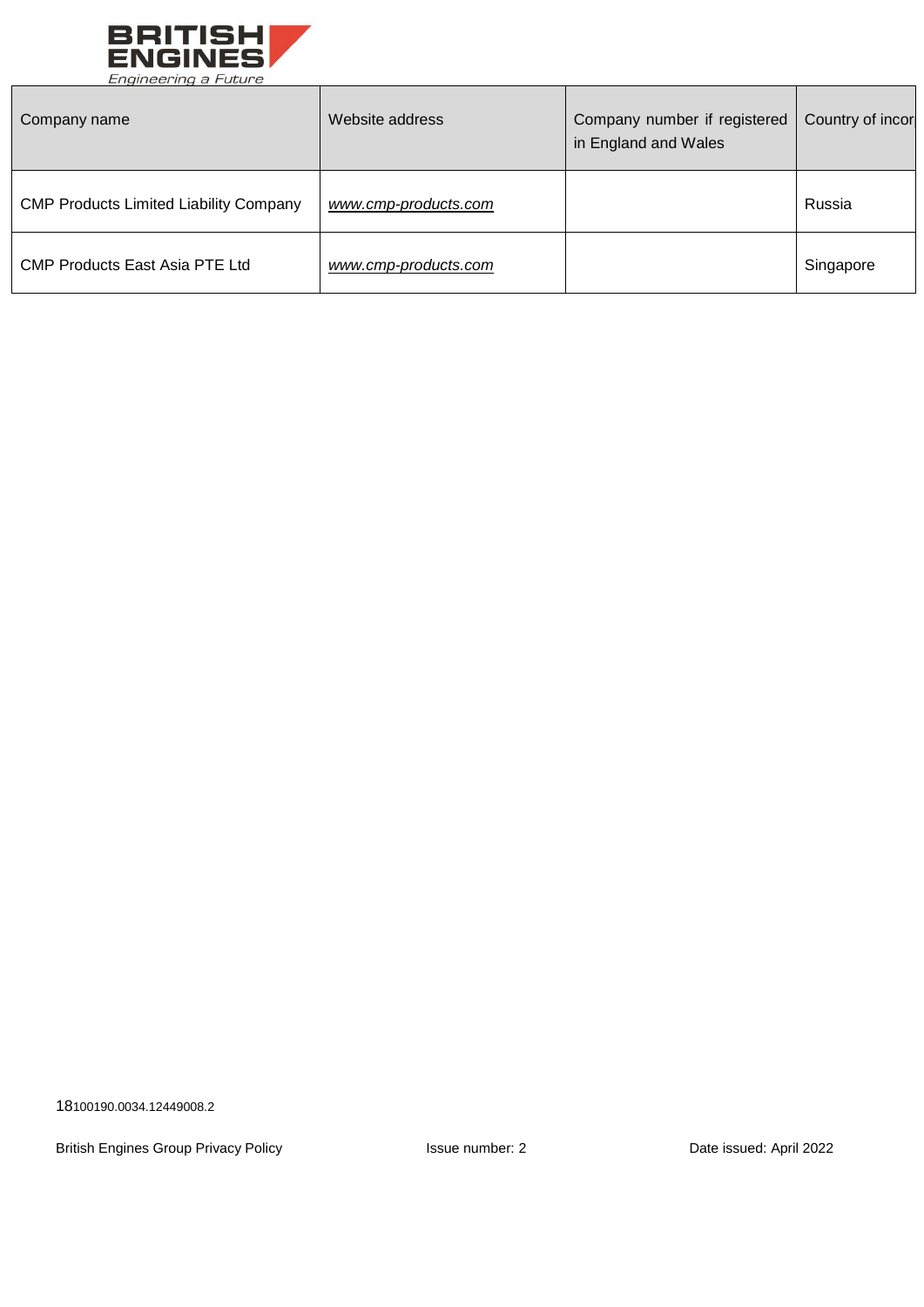| Company name | Website address | Company number if registered in England and Wales | Country of incor |
|---|---|---|---|
| CMP Products Limited Liability Company | *www.cmp-products.com* | | Russia |
| CMP Products East Asia PTE Ltd | *www.cmp-products.com* | | Singapore |

18100190.0034.12449008.2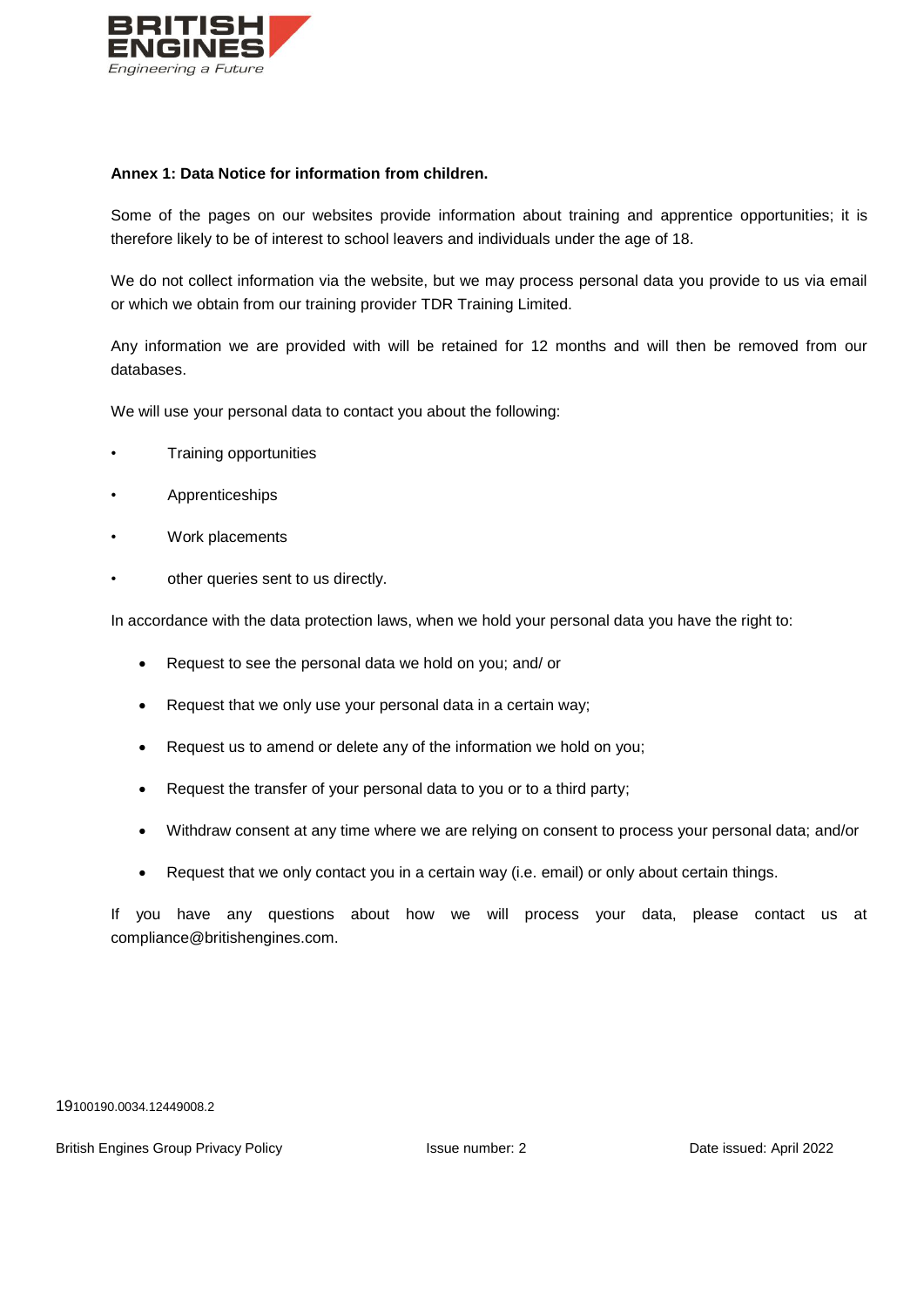**Annex 1: Data Notice for information from children.**

Some of the pages on our websites provide information about training and apprentice opportunities; it is therefore likely to be of interest to school leavers and individuals under the age of 18.

We do not collect information via the website, but we may process personal data you provide to us via email or which we obtain from our training provider TDR Training Limited.

Any information we are provided with will be retained for 12 months and will then be removed from our databases.

We will use your personal data to contact you about the following:

- Training opportunities
- Apprenticeships
- Work placements
- other queries sent to us directly.

In accordance with the data protection laws, when we hold your personal data you have the right to:

- Request to see the personal data we hold on you; and/ or
- Request that we only use your personal data in a certain way;
- Request us to amend or delete any of the information we hold on you;
- Request the transfer of your personal data to you or to a third party;
- Withdraw consent at any time where we are relying on consent to process your personal data; and/or
- Request that we only contact you in a certain way (i.e. email) or only about certain things.

If you have any questions about how we will process your data, please contact us at compliance@britishengines.com.